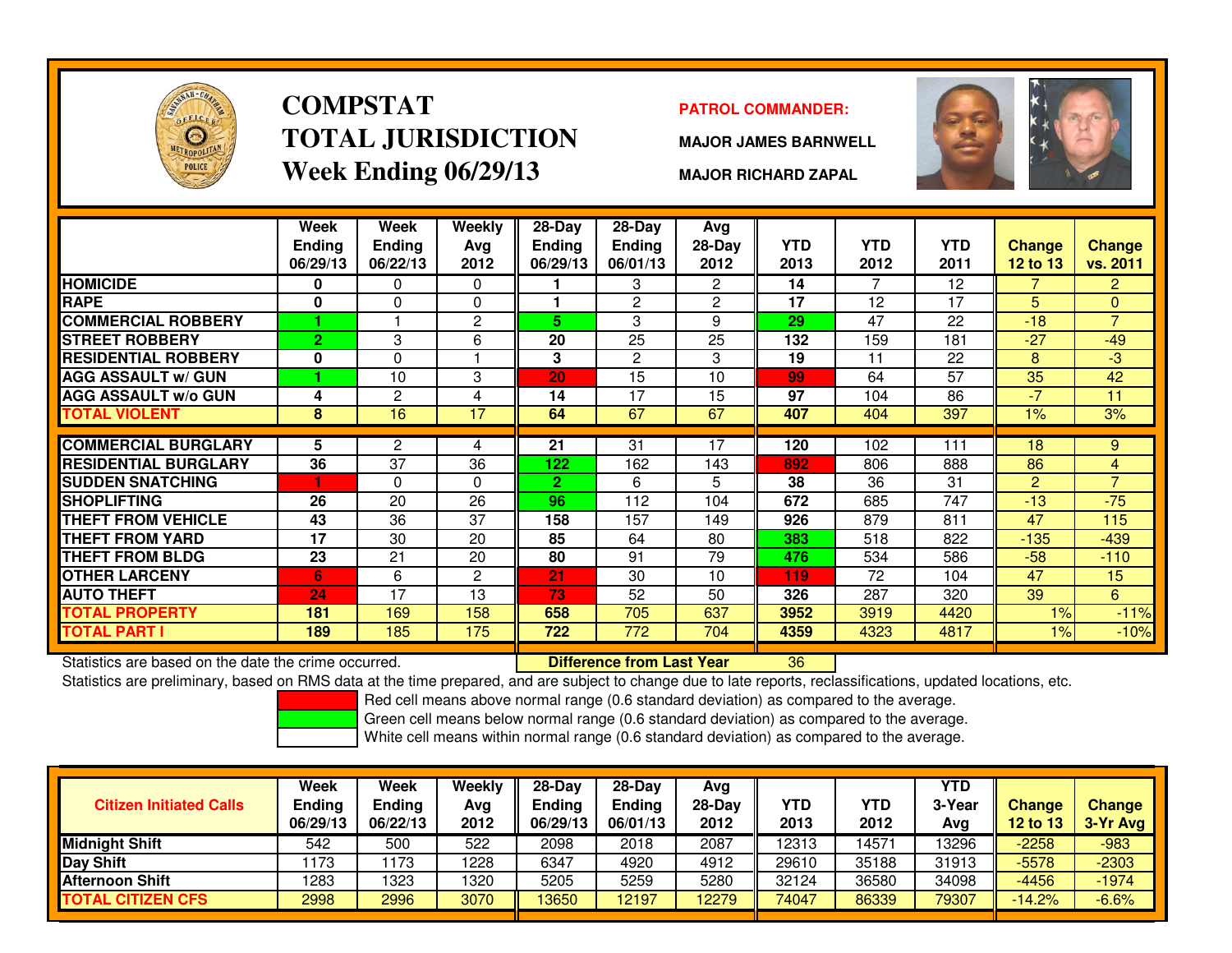# COMPSTAT
# TOTAL JURISDICTION
# Week Ending 06/29/13

**PATROL COMMANDER:**

**MAJOR JAMES BARNWELL**

**MAJOR RICHARD ZAPAL**

| | Week Ending 06/29/13 | Week Ending 06/22/13 | Weekly Avg 2012 | 28-Day Ending 06/29/13 | 28-Day Ending 06/01/13 | Avg 28-Day 2012 | YTD 2013 | YTD 2012 | YTD 2011 | Change 12 to 13 | Change vs. 2011 |
|---|---|---|---|---|---|---|---|---|---|---|---|
| HOMICIDE | 0 | 0 | 0 | 1 | 3 | 2 | 14 | 7 | 12 | 7 | 2 |
| RAPE | 0 | 0 | 0 | 1 | 2 | 2 | 17 | 12 | 17 | 5 | 0 |
| COMMERCIAL ROBBERY | 1 | 1 | 2 | 5 | 3 | 9 | 29 | 47 | 22 | -18 | 7 |
| STREET ROBBERY | 2 | 3 | 6 | 20 | 25 | 25 | 132 | 159 | 181 | -27 | -49 |
| RESIDENTIAL ROBBERY | 0 | 0 | 1 | 3 | 2 | 3 | 19 | 11 | 22 | 8 | -3 |
| AGG ASSAULT w/ GUN | 1 | 10 | 3 | 20 | 15 | 10 | 99 | 64 | 57 | 35 | 42 |
| AGG ASSAULT w/o GUN | 4 | 2 | 4 | 14 | 17 | 15 | 97 | 104 | 86 | -7 | 11 |
| TOTAL VIOLENT | 8 | 16 | 17 | 64 | 67 | 67 | 407 | 404 | 397 | 1% | 3% |
| COMMERCIAL BURGLARY | 5 | 2 | 4 | 21 | 31 | 17 | 120 | 102 | 111 | 18 | 9 |
| RESIDENTIAL BURGLARY | 36 | 37 | 36 | 122 | 162 | 143 | 892 | 806 | 888 | 86 | 4 |
| SUDDEN SNATCHING | 1 | 0 | 0 | 2 | 6 | 5 | 38 | 36 | 31 | 2 | 7 |
| SHOPLIFTING | 26 | 20 | 26 | 96 | 112 | 104 | 672 | 685 | 747 | -13 | -75 |
| THEFT FROM VEHICLE | 43 | 36 | 37 | 158 | 157 | 149 | 926 | 879 | 811 | 47 | 115 |
| THEFT FROM YARD | 17 | 30 | 20 | 85 | 64 | 80 | 383 | 518 | 822 | -135 | -439 |
| THEFT FROM BLDG | 23 | 21 | 20 | 80 | 91 | 79 | 476 | 534 | 586 | -58 | -110 |
| OTHER LARCENY | 6 | 6 | 2 | 21 | 30 | 10 | 119 | 72 | 104 | 47 | 15 |
| AUTO THEFT | 24 | 17 | 13 | 73 | 52 | 50 | 326 | 287 | 320 | 39 | 6 |
| TOTAL PROPERTY | 181 | 169 | 158 | 658 | 705 | 637 | 3952 | 3919 | 4420 | 1% | -11% |
| TOTAL PART I | 189 | 185 | 175 | 722 | 772 | 704 | 4359 | 4323 | 4817 | 1% | -10% |

Statistics are based on the date the crime occurred. **Difference from Last Year** 36

Statistics are preliminary, based on RMS data at the time prepared, and are subject to change due to late reports, reclassifications, updated locations, etc.

Red cell means above normal range (0.6 standard deviation) as compared to the average.
Green cell means below normal range (0.6 standard deviation) as compared to the average.
White cell means within normal range (0.6 standard deviation) as compared to the average.

| Citizen Initiated Calls | Week Ending 06/29/13 | Week Ending 06/22/13 | Weekly Avg 2012 | 28-Day Ending 06/29/13 | 28-Day Ending 06/01/13 | Avg 28-Day 2012 | YTD 2013 | YTD 2012 | YTD 3-Year Avg | Change 12 to 13 | Change 3-Yr Avg |
|---|---|---|---|---|---|---|---|---|---|---|---|
| Midnight Shift | 542 | 500 | 522 | 2098 | 2018 | 2087 | 12313 | 14571 | 13296 | -2258 | -983 |
| Day Shift | 1173 | 1173 | 1228 | 6347 | 4920 | 4912 | 29610 | 35188 | 31913 | -5578 | -2303 |
| Afternoon Shift | 1283 | 1323 | 1320 | 5205 | 5259 | 5280 | 32124 | 36580 | 34098 | -4456 | -1974 |
| TOTAL CITIZEN CFS | 2998 | 2996 | 3070 | 13650 | 12197 | 12279 | 74047 | 86339 | 79307 | -14.2% | -6.6% |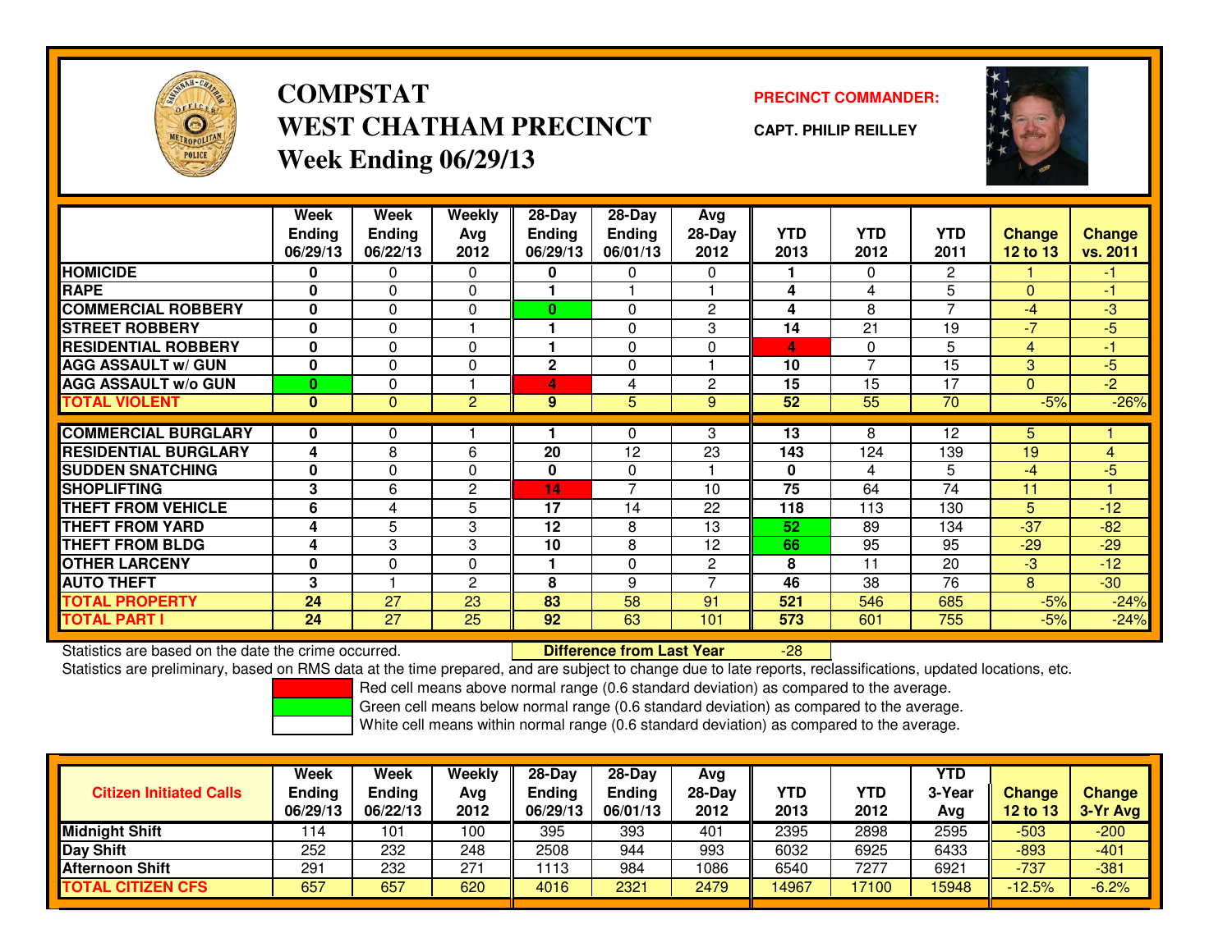# COMPSTAT
# WEST CHATHAM PRECINCT
## Week Ending 06/29/13

**PRECINCT COMMANDER:**

**CAPT. PHILIP REILLEY**

| | Week Ending 06/29/13 | Week Ending 06/22/13 | Weekly Avg 2012 | 28-Day Ending 06/29/13 | 28-Day Ending 06/01/13 | Avg 28-Day 2012 | YTD 2013 | YTD 2012 | YTD 2011 | Change 12 to 13 | Change vs. 2011 |
|---|---|---|---|---|---|---|---|---|---|---|---|
| HOMICIDE | 0 | 0 | 0 | 0 | 0 | 0 | 1 | 0 | 2 | 1 | -1 |
| RAPE | 0 | 0 | 0 | 1 | 1 | 1 | 4 | 4 | 5 | 0 | -1 |
| COMMERCIAL ROBBERY | 0 | 0 | 0 | 0 | 0 | 2 | 4 | 8 | 7 | -4 | -3 |
| STREET ROBBERY | 0 | 0 | 1 | 1 | 0 | 3 | 14 | 21 | 19 | -7 | -5 |
| RESIDENTIAL ROBBERY | 0 | 0 | 0 | 1 | 0 | 0 | 4 | 0 | 5 | 4 | -1 |
| AGG ASSAULT w/ GUN | 0 | 0 | 0 | 2 | 0 | 1 | 10 | 7 | 15 | 3 | -5 |
| AGG ASSAULT w/o GUN | 0 | 0 | 1 | 4 | 4 | 2 | 15 | 15 | 17 | 0 | -2 |
| TOTAL VIOLENT | 0 | 0 | 2 | 9 | 5 | 9 | 52 | 55 | 70 | -5% | -26% |
| COMMERCIAL BURGLARY | 0 | 0 | 1 | 1 | 0 | 3 | 13 | 8 | 12 | 5 | 1 |
| RESIDENTIAL BURGLARY | 4 | 8 | 6 | 20 | 12 | 23 | 143 | 124 | 139 | 19 | 4 |
| SUDDEN SNATCHING | 0 | 0 | 0 | 0 | 0 | 1 | 0 | 4 | 5 | -4 | -5 |
| SHOPLIFTING | 3 | 6 | 2 | 14 | 7 | 10 | 75 | 64 | 74 | 11 | 1 |
| THEFT FROM VEHICLE | 6 | 4 | 5 | 17 | 14 | 22 | 118 | 113 | 130 | 5 | -12 |
| THEFT FROM YARD | 4 | 5 | 3 | 12 | 8 | 13 | 52 | 89 | 134 | -37 | -82 |
| THEFT FROM BLDG | 4 | 3 | 3 | 10 | 8 | 12 | 66 | 95 | 95 | -29 | -29 |
| OTHER LARCENY | 0 | 0 | 0 | 1 | 0 | 2 | 8 | 11 | 20 | -3 | -12 |
| AUTO THEFT | 3 | 1 | 2 | 8 | 9 | 7 | 46 | 38 | 76 | 8 | -30 |
| TOTAL PROPERTY | 24 | 27 | 23 | 83 | 58 | 91 | 521 | 546 | 685 | -5% | -24% |
| TOTAL PART I | 24 | 27 | 25 | 92 | 63 | 101 | 573 | 601 | 755 | -5% | -24% |

Statistics are based on the date the crime occurred. **Difference from Last Year** -28

Statistics are preliminary, based on RMS data at the time prepared, and are subject to change due to late reports, reclassifications, updated locations, etc.

Red cell means above normal range (0.6 standard deviation) as compared to the average.
Green cell means below normal range (0.6 standard deviation) as compared to the average.
White cell means within normal range (0.6 standard deviation) as compared to the average.

| Citizen Initiated Calls | Week Ending 06/29/13 | Week Ending 06/22/13 | Weekly Avg 2012 | 28-Day Ending 06/29/13 | 28-Day Ending 06/01/13 | Avg 28-Day 2012 | YTD 2013 | YTD 2012 | YTD 3-Year Avg | Change 12 to 13 | Change 3-Yr Avg |
|---|---|---|---|---|---|---|---|---|---|---|---|
| Midnight Shift | 114 | 101 | 100 | 395 | 393 | 401 | 2395 | 2898 | 2595 | -503 | -200 |
| Day Shift | 252 | 232 | 248 | 2508 | 944 | 993 | 6032 | 6925 | 6433 | -893 | -401 |
| Afternoon Shift | 291 | 232 | 271 | 1113 | 984 | 1086 | 6540 | 7277 | 6921 | -737 | -381 |
| TOTAL CITIZEN CFS | 657 | 657 | 620 | 4016 | 2321 | 2479 | 14967 | 17100 | 15948 | -12.5% | -6.2% |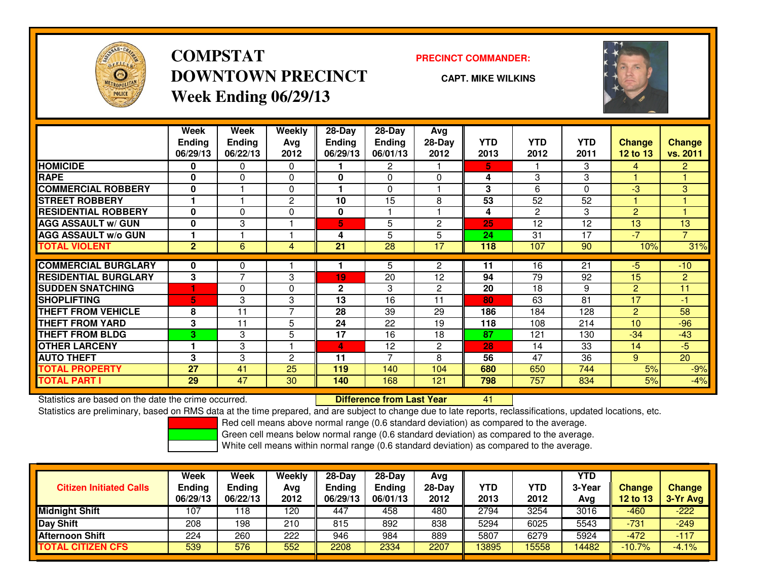# COMPSTAT
# DOWNTOWN PRECINCT
# Week Ending 06/29/13

**PRECINCT COMMANDER:**

**CAPT. MIKE WILKINS**

| | Week Ending 06/29/13 | Week Ending 06/22/13 | Weekly Avg 2012 | 28-Day Ending 06/29/13 | 28-Day Ending 06/01/13 | Avg 28-Day 2012 | YTD 2013 | YTD 2012 | YTD 2011 | Change 12 to 13 | Change vs. 2011 |
|---|---|---|---|---|---|---|---|---|---|---|---|
| HOMICIDE | 0 | 0 | 0 | 1 | 2 | 1 | 5 | 1 | 3 | 4 | 2 |
| RAPE | 0 | 0 | 0 | 0 | 0 | 0 | 4 | 3 | 3 | 1 | 1 |
| COMMERCIAL ROBBERY | 0 | 1 | 0 | 1 | 0 | 1 | 3 | 6 | 0 | -3 | 3 |
| STREET ROBBERY | 1 | 1 | 2 | 10 | 15 | 8 | 53 | 52 | 52 | 1 | 1 |
| RESIDENTIAL ROBBERY | 0 | 0 | 0 | 0 | 1 | 1 | 4 | 2 | 3 | 2 | 1 |
| AGG ASSAULT w/ GUN | 0 | 3 | 1 | 5 | 5 | 2 | 25 | 12 | 12 | 13 | 13 |
| AGG ASSAULT w/o GUN | 1 | 1 | 1 | 4 | 5 | 5 | 24 | 31 | 17 | -7 | 7 |
| TOTAL VIOLENT | 2 | 6 | 4 | 21 | 28 | 17 | 118 | 107 | 90 | 10% | 31% |
| COMMERCIAL BURGLARY | 0 | 0 | 1 | 1 | 5 | 2 | 11 | 16 | 21 | -5 | -10 |
| RESIDENTIAL BURGLARY | 3 | 7 | 3 | 19 | 20 | 12 | 94 | 79 | 92 | 15 | 2 |
| SUDDEN SNATCHING | 1 | 0 | 0 | 2 | 3 | 2 | 20 | 18 | 9 | 2 | 11 |
| SHOPLIFTING | 5 | 3 | 3 | 13 | 16 | 11 | 80 | 63 | 81 | 17 | -1 |
| THEFT FROM VEHICLE | 8 | 11 | 7 | 28 | 39 | 29 | 186 | 184 | 128 | 2 | 58 |
| THEFT FROM YARD | 3 | 11 | 5 | 24 | 22 | 19 | 118 | 108 | 214 | 10 | -96 |
| THEFT FROM BLDG | 3 | 3 | 5 | 17 | 16 | 18 | 87 | 121 | 130 | -34 | -43 |
| OTHER LARCENY | 1 | 3 | 1 | 4 | 12 | 2 | 28 | 14 | 33 | 14 | -5 |
| AUTO THEFT | 3 | 3 | 2 | 11 | 7 | 8 | 56 | 47 | 36 | 9 | 20 |
| TOTAL PROPERTY | 27 | 41 | 25 | 119 | 140 | 104 | 680 | 650 | 744 | 5% | -9% |
| TOTAL PART I | 29 | 47 | 30 | 140 | 168 | 121 | 798 | 757 | 834 | 5% | -4% |

Statistics are based on the date the crime occurred. **Difference from Last Year** 41

Statistics are preliminary, based on RMS data at the time prepared, and are subject to change due to late reports, reclassifications, updated locations, etc.

Red cell means above normal range (0.6 standard deviation) as compared to the average.
Green cell means below normal range (0.6 standard deviation) as compared to the average.
White cell means within normal range (0.6 standard deviation) as compared to the average.

| Citizen Initiated Calls | Week Ending 06/29/13 | Week Ending 06/22/13 | Weekly Avg 2012 | 28-Day Ending 06/29/13 | 28-Day Ending 06/01/13 | Avg 28-Day 2012 | YTD 2013 | YTD 2012 | YTD 3-Year Avg | Change 12 to 13 | Change 3-Yr Avg |
|---|---|---|---|---|---|---|---|---|---|---|---|
| Midnight Shift | 107 | 118 | 120 | 447 | 458 | 480 | 2794 | 3254 | 3016 | -460 | -222 |
| Day Shift | 208 | 198 | 210 | 815 | 892 | 838 | 5294 | 6025 | 5543 | -731 | -249 |
| Afternoon Shift | 224 | 260 | 222 | 946 | 984 | 889 | 5807 | 6279 | 5924 | -472 | -117 |
| TOTAL CITIZEN CFS | 539 | 576 | 552 | 2208 | 2334 | 2207 | 13895 | 15558 | 14482 | -10.7% | -4.1% |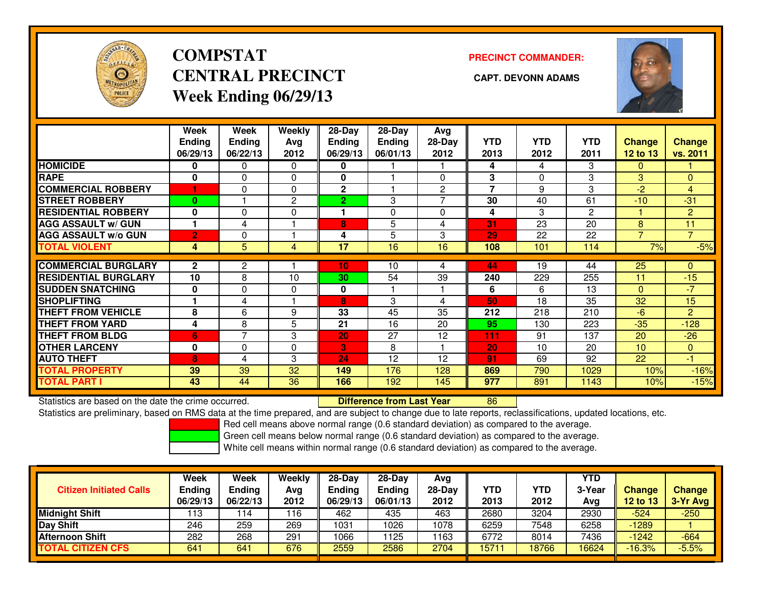# COMPSTAT
# CENTRAL PRECINCT
## Week Ending 06/29/13

**PRECINCT COMMANDER:**

**CAPT. DEVONN ADAMS**

| | Week Ending 06/29/13 | Week Ending 06/22/13 | Weekly Avg 2012 | 28-Day Ending 06/29/13 | 28-Day Ending 06/01/13 | Avg 28-Day 2012 | YTD 2013 | YTD 2012 | YTD 2011 | Change 12 to 13 | Change vs. 2011 |
|---|---|---|---|---|---|---|---|---|---|---|---|
| HOMICIDE | 0 | 0 | 0 | 0 | 1 | 1 | 4 | 4 | 3 | 0 | 1 |
| RAPE | 0 | 0 | 0 | 0 | 1 | 0 | 3 | 0 | 3 | 3 | 0 |
| COMMERCIAL ROBBERY | 1 | 0 | 0 | 2 | 1 | 2 | 7 | 9 | 3 | -2 | 4 |
| STREET ROBBERY | 0 | 1 | 2 | 2 | 3 | 7 | 30 | 40 | 61 | -10 | -31 |
| RESIDENTIAL ROBBERY | 0 | 0 | 0 | 1 | 0 | 0 | 4 | 3 | 2 | 1 | 2 |
| AGG ASSAULT w/ GUN | 1 | 4 | 1 | 8 | 5 | 4 | 31 | 23 | 20 | 8 | 11 |
| AGG ASSAULT w/o GUN | 2 | 0 | 1 | 4 | 5 | 3 | 29 | 22 | 22 | 7 | 7 |
| TOTAL VIOLENT | 4 | 5 | 4 | 17 | 16 | 16 | 108 | 101 | 114 | 7% | -5% |
| COMMERCIAL BURGLARY | 2 | 2 | 1 | 10 | 10 | 4 | 44 | 19 | 44 | 25 | 0 |
| RESIDENTIAL BURGLARY | 10 | 8 | 10 | 30 | 54 | 39 | 240 | 229 | 255 | 11 | -15 |
| SUDDEN SNATCHING | 0 | 0 | 0 | 0 | 1 | 1 | 6 | 6 | 13 | 0 | -7 |
| SHOPLIFTING | 1 | 4 | 1 | 8 | 3 | 4 | 50 | 18 | 35 | 32 | 15 |
| THEFT FROM VEHICLE | 8 | 6 | 9 | 33 | 45 | 35 | 212 | 218 | 210 | -6 | 2 |
| THEFT FROM YARD | 4 | 8 | 5 | 21 | 16 | 20 | 95 | 130 | 223 | -35 | -128 |
| THEFT FROM BLDG | 6 | 7 | 3 | 20 | 27 | 12 | 111 | 91 | 137 | 20 | -26 |
| OTHER LARCENY | 0 | 0 | 0 | 3 | 8 | 1 | 20 | 10 | 20 | 10 | 0 |
| AUTO THEFT | 8 | 4 | 3 | 24 | 12 | 12 | 91 | 69 | 92 | 22 | -1 |
| TOTAL PROPERTY | 39 | 39 | 32 | 149 | 176 | 128 | 869 | 790 | 1029 | 10% | -16% |
| TOTAL PART I | 43 | 44 | 36 | 166 | 192 | 145 | 977 | 891 | 1143 | 10% | -15% |

Statistics are based on the date the crime occurred. **Difference from Last Year** 86

Statistics are preliminary, based on RMS data at the time prepared, and are subject to change due to late reports, reclassifications, updated locations, etc.

Red cell means above normal range (0.6 standard deviation) as compared to the average.

Green cell means below normal range (0.6 standard deviation) as compared to the average.

White cell means within normal range (0.6 standard deviation) as compared to the average.

| Citizen Initiated Calls | Week Ending 06/29/13 | Week Ending 06/22/13 | Weekly Avg 2012 | 28-Day Ending 06/29/13 | 28-Day Ending 06/01/13 | Avg 28-Day 2012 | YTD 2013 | YTD 2012 | YTD 3-Year Avg | Change 12 to 13 | Change 3-Yr Avg |
|---|---|---|---|---|---|---|---|---|---|---|---|
| Midnight Shift | 113 | 114 | 116 | 462 | 435 | 463 | 2680 | 3204 | 2930 | -524 | -250 |
| Day Shift | 246 | 259 | 269 | 1031 | 1026 | 1078 | 6259 | 7548 | 6258 | -1289 | 1 |
| Afternoon Shift | 282 | 268 | 291 | 1066 | 1125 | 1163 | 6772 | 8014 | 7436 | -1242 | -664 |
| TOTAL CITIZEN CFS | 641 | 641 | 676 | 2559 | 2586 | 2704 | 15711 | 18766 | 16624 | -16.3% | -5.5% |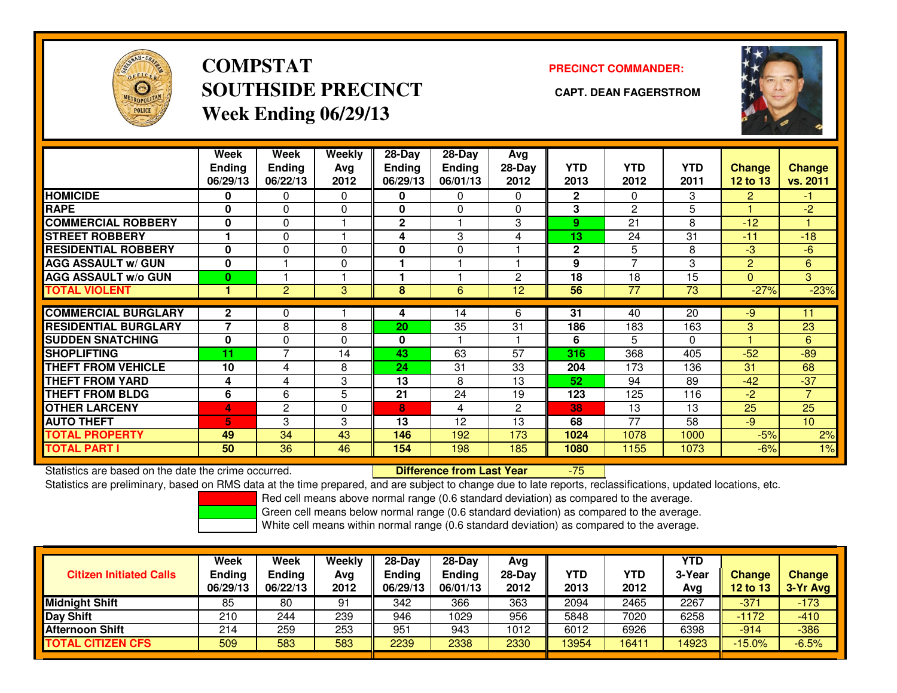# COMPSTAT
# SOUTHSIDE PRECINCT
## Week Ending 06/29/13

**PRECINCT COMMANDER:**

**CAPT. DEAN FAGERSTROM**

| | Week Ending 06/29/13 | Week Ending 06/22/13 | Weekly Avg 2012 | 28-Day Ending 06/29/13 | 28-Day Ending 06/01/13 | Avg 28-Day 2012 | YTD 2013 | YTD 2012 | YTD 2011 | Change 12 to 13 | Change vs. 2011 |
|---|---|---|---|---|---|---|---|---|---|---|---|
| HOMICIDE | 0 | 0 | 0 | 0 | 0 | 0 | 2 | 0 | 3 | 2 | -1 |
| RAPE | 0 | 0 | 0 | 0 | 0 | 0 | 3 | 2 | 5 | 1 | -2 |
| COMMERCIAL ROBBERY | 0 | 0 | 1 | 2 | 1 | 3 | 9 | 21 | 8 | -12 | 1 |
| STREET ROBBERY | 1 | 0 | 1 | 4 | 3 | 4 | 13 | 24 | 31 | -11 | -18 |
| RESIDENTIAL ROBBERY | 0 | 0 | 0 | 0 | 0 | 1 | 2 | 5 | 8 | -3 | -6 |
| AGG ASSAULT w/ GUN | 0 | 1 | 0 | 1 | 1 | 1 | 9 | 7 | 3 | 2 | 6 |
| AGG ASSAULT w/o GUN | 0 | 1 | 1 | 1 | 1 | 2 | 18 | 18 | 15 | 0 | 3 |
| TOTAL VIOLENT | 1 | 2 | 3 | 8 | 6 | 12 | 56 | 77 | 73 | -27% | -23% |
| COMMERCIAL BURGLARY | 2 | 0 | 1 | 4 | 14 | 6 | 31 | 40 | 20 | -9 | 11 |
| RESIDENTIAL BURGLARY | 7 | 8 | 8 | 20 | 35 | 31 | 186 | 183 | 163 | 3 | 23 |
| SUDDEN SNATCHING | 0 | 0 | 0 | 0 | 1 | 1 | 6 | 5 | 0 | 1 | 6 |
| SHOPLIFTING | 11 | 7 | 14 | 43 | 63 | 57 | 316 | 368 | 405 | -52 | -89 |
| THEFT FROM VEHICLE | 10 | 4 | 8 | 24 | 31 | 33 | 204 | 173 | 136 | 31 | 68 |
| THEFT FROM YARD | 4 | 4 | 3 | 13 | 8 | 13 | 52 | 94 | 89 | -42 | -37 |
| THEFT FROM BLDG | 6 | 6 | 5 | 21 | 24 | 19 | 123 | 125 | 116 | -2 | 7 |
| OTHER LARCENY | 4 | 2 | 0 | 8 | 4 | 2 | 38 | 13 | 13 | 25 | 25 |
| AUTO THEFT | 5 | 3 | 3 | 13 | 12 | 13 | 68 | 77 | 58 | -9 | 10 |
| TOTAL PROPERTY | 49 | 34 | 43 | 146 | 192 | 173 | 1024 | 1078 | 1000 | -5% | 2% |
| TOTAL PART I | 50 | 36 | 46 | 154 | 198 | 185 | 1080 | 1155 | 1073 | -6% | 1% |

Statistics are based on the date the crime occurred.

**Difference from Last Year** -75

Statistics are preliminary, based on RMS data at the time prepared, and are subject to change due to late reports, reclassifications, updated locations, etc.

Red cell means above normal range (0.6 standard deviation) as compared to the average.

Green cell means below normal range (0.6 standard deviation) as compared to the average.

White cell means within normal range (0.6 standard deviation) as compared to the average.

| Citizen Initiated Calls | Week Ending 06/29/13 | Week Ending 06/22/13 | Weekly Avg 2012 | 28-Day Ending 06/29/13 | 28-Day Ending 06/01/13 | Avg 28-Day 2012 | YTD 2013 | YTD 2012 | YTD 3-Year Avg | Change 12 to 13 | Change 3-Yr Avg |
|---|---|---|---|---|---|---|---|---|---|---|---|
| Midnight Shift | 85 | 80 | 91 | 342 | 366 | 363 | 2094 | 2465 | 2267 | -371 | -173 |
| Day Shift | 210 | 244 | 239 | 946 | 1029 | 956 | 5848 | 7020 | 6258 | -1172 | -410 |
| Afternoon Shift | 214 | 259 | 253 | 951 | 943 | 1012 | 6012 | 6926 | 6398 | -914 | -386 |
| TOTAL CITIZEN CFS | 509 | 583 | 583 | 2239 | 2338 | 2330 | 13954 | 16411 | 14923 | -15.0% | -6.5% |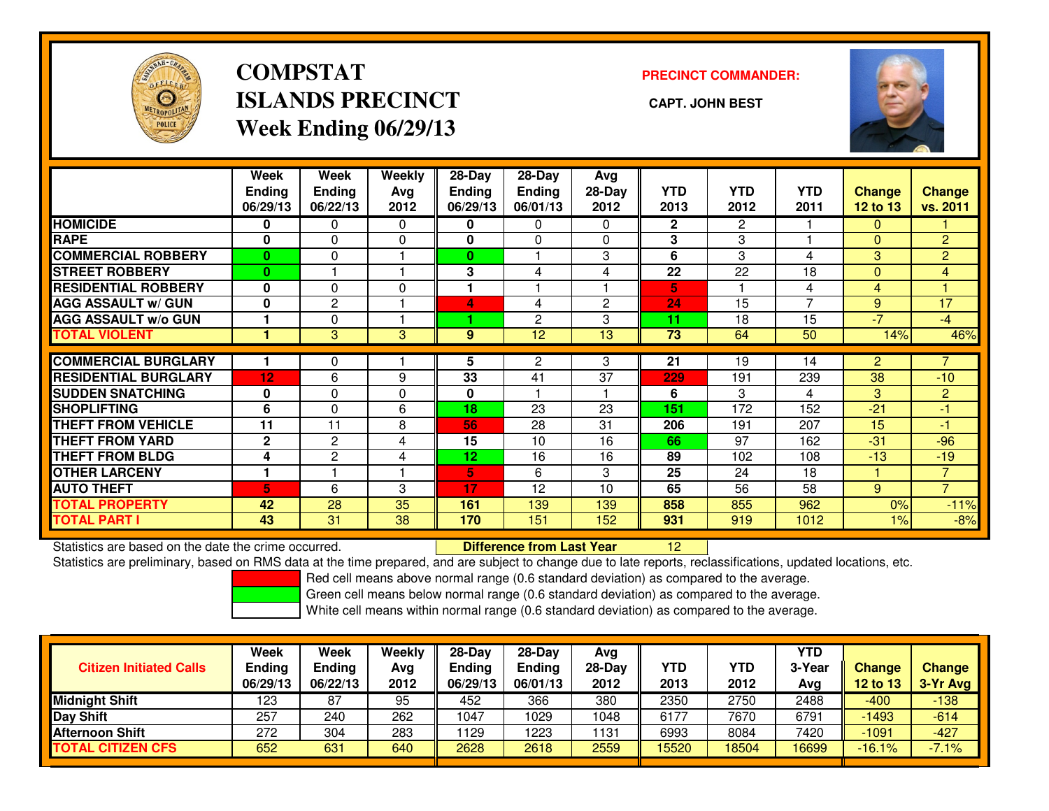# COMPSTAT
# ISLANDS PRECINCT
# Week Ending 06/29/13

**PRECINCT COMMANDER:**

**CAPT. JOHN BEST**

| | Week Ending 06/29/13 | Week Ending 06/22/13 | Weekly Avg 2012 | 28-Day Ending 06/29/13 | 28-Day Ending 06/01/13 | Avg 28-Day 2012 | YTD 2013 | YTD 2012 | YTD 2011 | Change 12 to 13 | Change vs. 2011 |
|---|---|---|---|---|---|---|---|---|---|---|---|
| HOMICIDE | 0 | 0 | 0 | 0 | 0 | 0 | 2 | 2 | 1 | 0 | 1 |
| RAPE | 0 | 0 | 0 | 0 | 0 | 0 | 3 | 3 | 1 | 0 | 2 |
| COMMERCIAL ROBBERY | 0 | 0 | 1 | 0 | 1 | 3 | 6 | 3 | 4 | 3 | 2 |
| STREET ROBBERY | 0 | 1 | 1 | 3 | 4 | 4 | 22 | 22 | 18 | 0 | 4 |
| RESIDENTIAL ROBBERY | 0 | 0 | 0 | 1 | 1 | 1 | 5 | 1 | 4 | 4 | 1 |
| AGG ASSAULT w/ GUN | 0 | 2 | 1 | 4 | 4 | 2 | 24 | 15 | 7 | 9 | 17 |
| AGG ASSAULT w/o GUN | 1 | 0 | 1 | 1 | 2 | 3 | 11 | 18 | 15 | -7 | -4 |
| TOTAL VIOLENT | 1 | 3 | 3 | 9 | 12 | 13 | 73 | 64 | 50 | 14% | 46% |
| COMMERCIAL BURGLARY | 1 | 0 | 1 | 5 | 2 | 3 | 21 | 19 | 14 | 2 | 7 |
| RESIDENTIAL BURGLARY | 12 | 6 | 9 | 33 | 41 | 37 | 229 | 191 | 239 | 38 | -10 |
| SUDDEN SNATCHING | 0 | 0 | 0 | 0 | 1 | 1 | 6 | 3 | 4 | 3 | 2 |
| SHOPLIFTING | 6 | 0 | 6 | 18 | 23 | 23 | 151 | 172 | 152 | -21 | -1 |
| THEFT FROM VEHICLE | 11 | 11 | 8 | 56 | 28 | 31 | 206 | 191 | 207 | 15 | -1 |
| THEFT FROM YARD | 2 | 2 | 4 | 15 | 10 | 16 | 66 | 97 | 162 | -31 | -96 |
| THEFT FROM BLDG | 4 | 2 | 4 | 12 | 16 | 16 | 89 | 102 | 108 | -13 | -19 |
| OTHER LARCENY | 1 | 1 | 1 | 5 | 6 | 3 | 25 | 24 | 18 | 1 | 7 |
| AUTO THEFT | 5 | 6 | 3 | 17 | 12 | 10 | 65 | 56 | 58 | 9 | 7 |
| TOTAL PROPERTY | 42 | 28 | 35 | 161 | 139 | 139 | 858 | 855 | 962 | 0% | -11% |
| TOTAL PART I | 43 | 31 | 38 | 170 | 151 | 152 | 931 | 919 | 1012 | 1% | -8% |

Statistics are based on the date the crime occurred. **Difference from Last Year** 12

Statistics are preliminary, based on RMS data at the time prepared, and are subject to change due to late reports, reclassifications, updated locations, etc.

Red cell means above normal range (0.6 standard deviation) as compared to the average.

Green cell means below normal range (0.6 standard deviation) as compared to the average.

White cell means within normal range (0.6 standard deviation) as compared to the average.

| Citizen Initiated Calls | Week Ending 06/29/13 | Week Ending 06/22/13 | Weekly Avg 2012 | 28-Day Ending 06/29/13 | 28-Day Ending 06/01/13 | Avg 28-Day 2012 | YTD 2013 | YTD 2012 | YTD 3-Year Avg | Change 12 to 13 | Change 3-Yr Avg |
|---|---|---|---|---|---|---|---|---|---|---|---|
| Midnight Shift | 123 | 87 | 95 | 452 | 366 | 380 | 2350 | 2750 | 2488 | -400 | -138 |
| Day Shift | 257 | 240 | 262 | 1047 | 1029 | 1048 | 6177 | 7670 | 6791 | -1493 | -614 |
| Afternoon Shift | 272 | 304 | 283 | 1129 | 1223 | 1131 | 6993 | 8084 | 7420 | -1091 | -427 |
| TOTAL CITIZEN CFS | 652 | 631 | 640 | 2628 | 2618 | 2559 | 15520 | 18504 | 16699 | -16.1% | -7.1% |